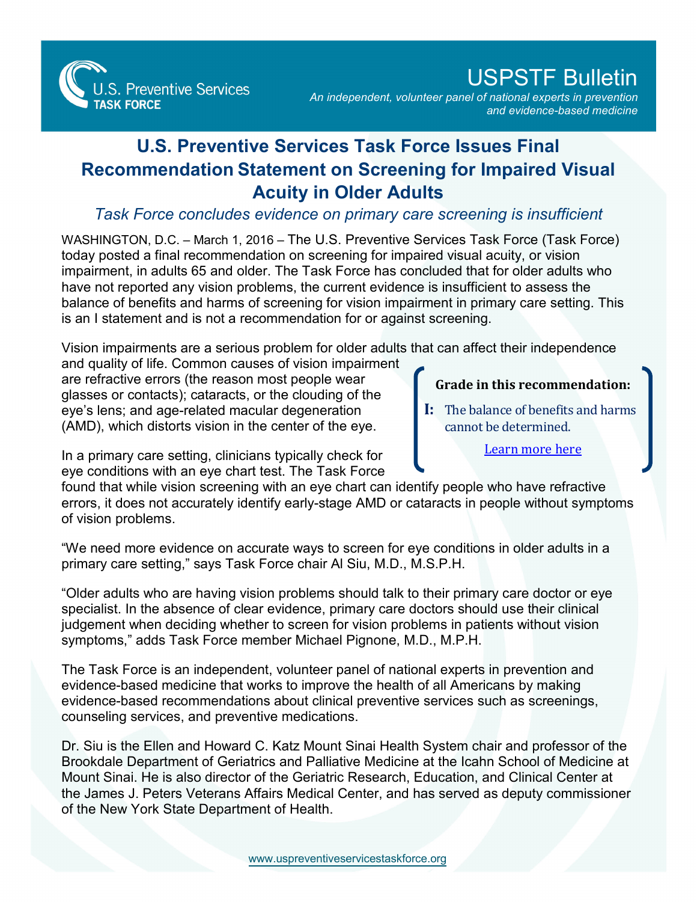U.S. Preventive Services
TASK FORCE

# USPSTF Bulletin

*An independent, volunteer panel of national experts in prevention and evidence-based medicine*

## U.S. Preventive Services Task Force Issues Final Recommendation Statement on Screening for Impaired Visual Acuity in Older Adults

*Task Force concludes evidence on primary care screening is insufficient*

WASHINGTON, D.C. – March 1, 2016 – The U.S. Preventive Services Task Force (Task Force) today posted a final recommendation on screening for impaired visual acuity, or vision impairment, in adults 65 and older. The Task Force has concluded that for older adults who have not reported any vision problems, the current evidence is insufficient to assess the balance of benefits and harms of screening for vision impairment in primary care setting. This is an I statement and is not a recommendation for or against screening.

Vision impairments are a serious problem for older adults that can affect their independence and quality of life. Common causes of vision impairment are refractive errors (the reason most people wear glasses or contacts); cataracts, or the clouding of the eye's lens; and age-related macular degeneration (AMD), which distorts vision in the center of the eye.

> **Grade in this recommendation:**
>
> **I:** The balance of benefits and harms cannot be determined.
>
> Learn more here

In a primary care setting, clinicians typically check for eye conditions with an eye chart test. The Task Force found that while vision screening with an eye chart can identify people who have refractive errors, it does not accurately identify early-stage AMD or cataracts in people without symptoms of vision problems.

"We need more evidence on accurate ways to screen for eye conditions in older adults in a primary care setting," says Task Force chair Al Siu, M.D., M.S.P.H.

"Older adults who are having vision problems should talk to their primary care doctor or eye specialist. In the absence of clear evidence, primary care doctors should use their clinical judgement when deciding whether to screen for vision problems in patients without vision symptoms," adds Task Force member Michael Pignone, M.D., M.P.H.

The Task Force is an independent, volunteer panel of national experts in prevention and evidence-based medicine that works to improve the health of all Americans by making evidence-based recommendations about clinical preventive services such as screenings, counseling services, and preventive medications.

Dr. Siu is the Ellen and Howard C. Katz Mount Sinai Health System chair and professor of the Brookdale Department of Geriatrics and Palliative Medicine at the Icahn School of Medicine at Mount Sinai. He is also director of the Geriatric Research, Education, and Clinical Center at the James J. Peters Veterans Affairs Medical Center, and has served as deputy commissioner of the New York State Department of Health.

www.uspreventiveservicestaskforce.org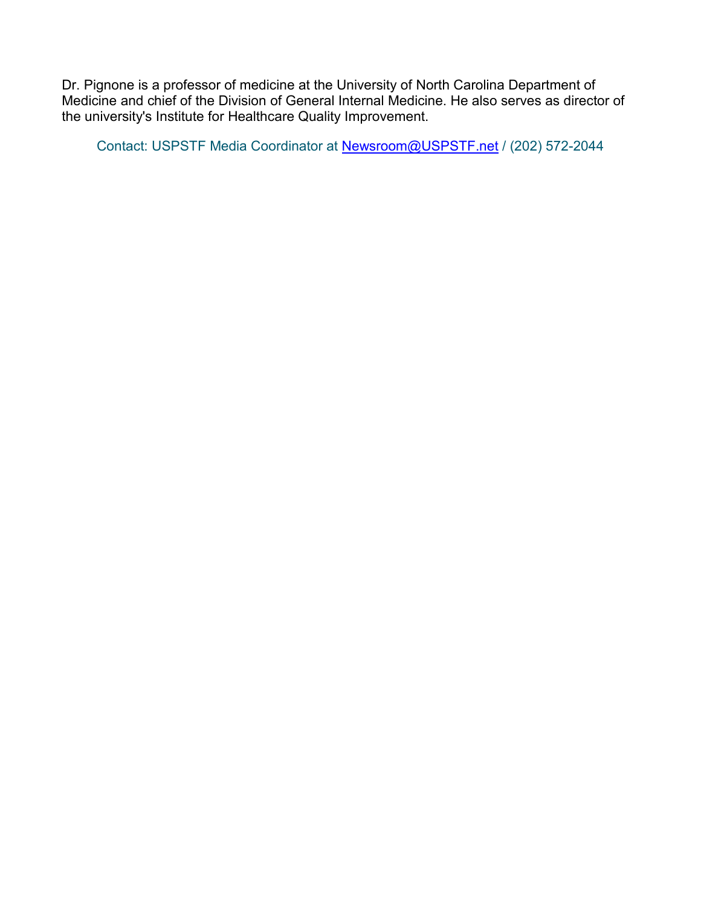Dr. Pignone is a professor of medicine at the University of North Carolina Department of Medicine and chief of the Division of General Internal Medicine. He also serves as director of the university's Institute for Healthcare Quality Improvement.

Contact: USPSTF Media Coordinator at [Newsroom@USPSTF.net](mailto:Newsroom@USPSTF.net) / (202) 572-2044